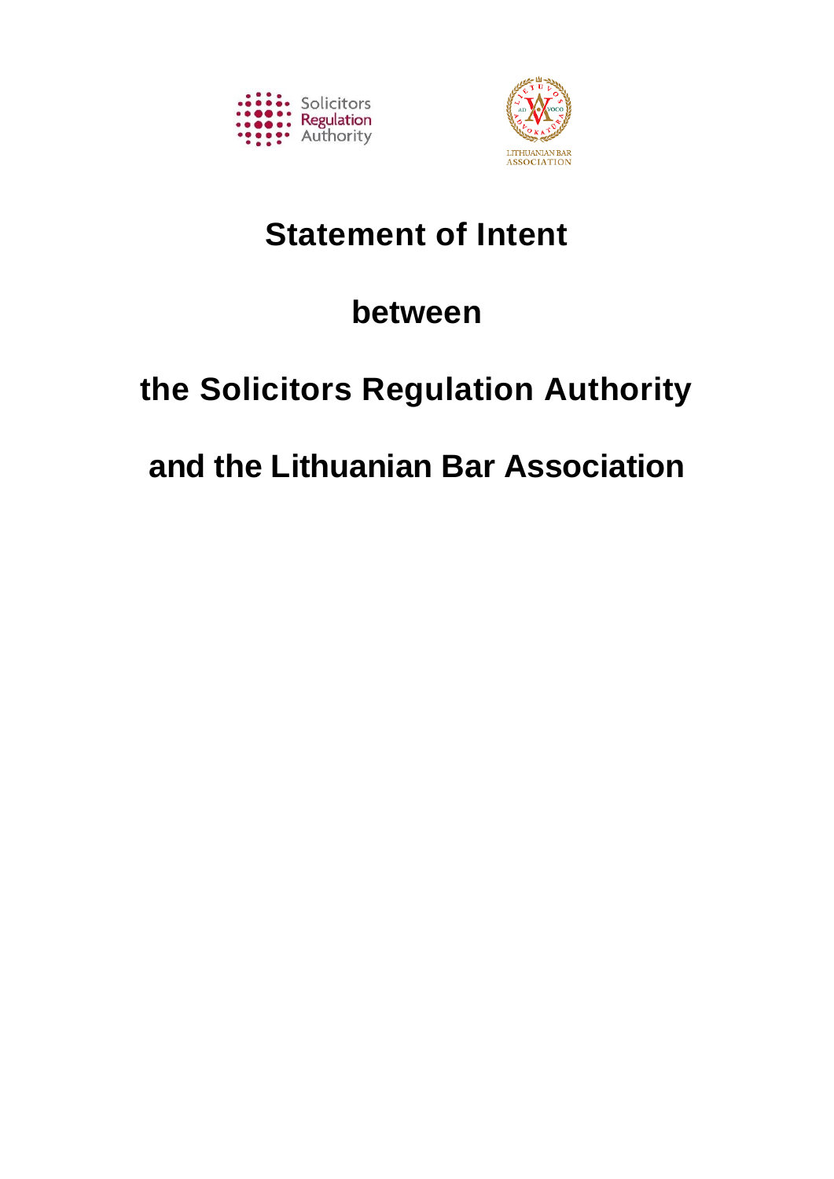# Statement of Intent

# between

# the Solicitors Regulation Authority

# and the Lithuanian Bar Association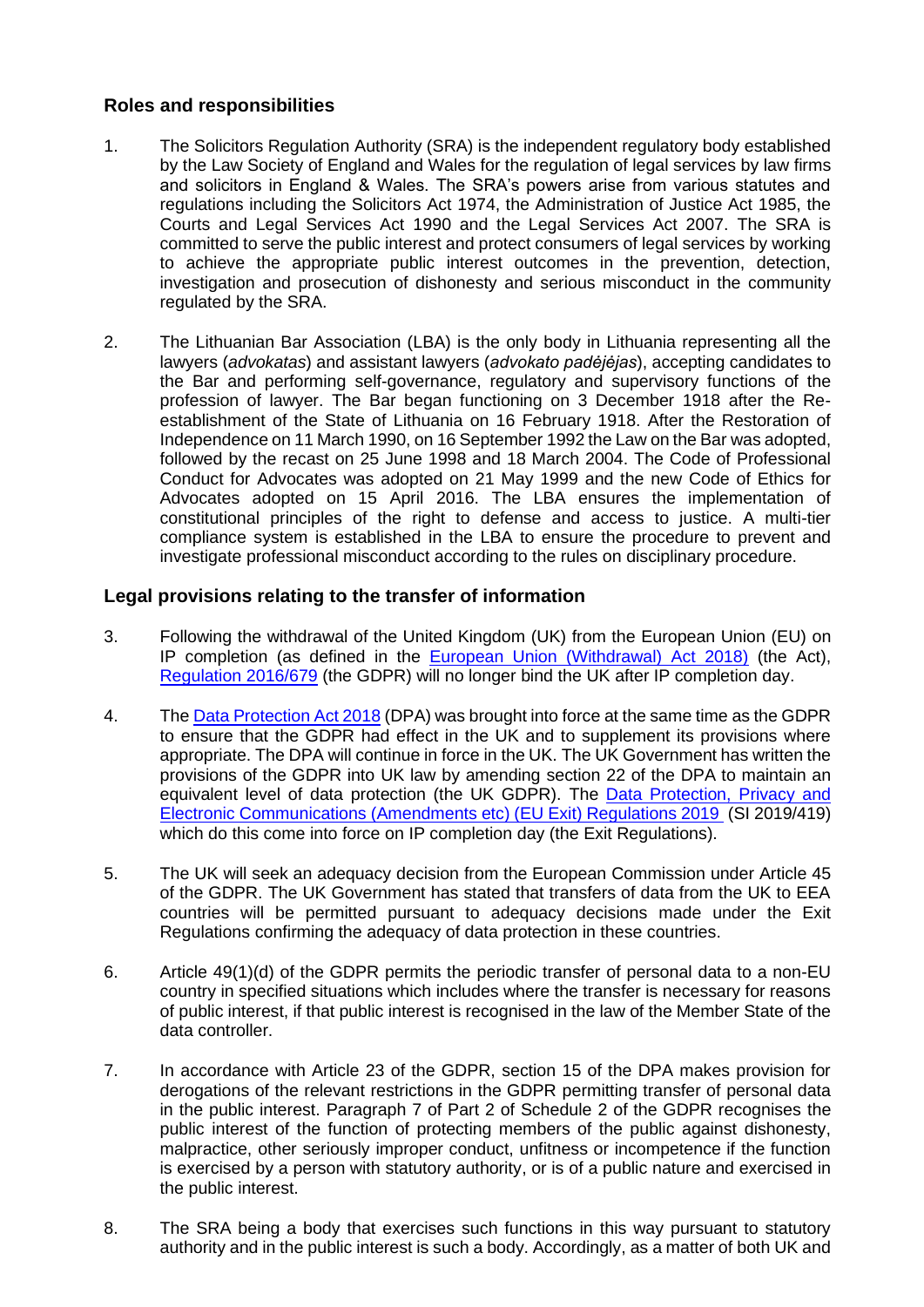## Roles and responsibilities

1. The Solicitors Regulation Authority (SRA) is the independent regulatory body established by the Law Society of England and Wales for the regulation of legal services by law firms and solicitors in England & Wales. The SRA's powers arise from various statutes and regulations including the Solicitors Act 1974, the Administration of Justice Act 1985, the Courts and Legal Services Act 1990 and the Legal Services Act 2007. The SRA is committed to serve the public interest and protect consumers of legal services by working to achieve the appropriate public interest outcomes in the prevention, detection, investigation and prosecution of dishonesty and serious misconduct in the community regulated by the SRA.

2. The Lithuanian Bar Association (LBA) is the only body in Lithuania representing all the lawyers (*advokatas*) and assistant lawyers (*advokato padėjėjas*), accepting candidates to the Bar and performing self-governance, regulatory and supervisory functions of the profession of lawyer. The Bar began functioning on 3 December 1918 after the Re-establishment of the State of Lithuania on 16 February 1918. After the Restoration of Independence on 11 March 1990, on 16 September 1992 the Law on the Bar was adopted, followed by the recast on 25 June 1998 and 18 March 2004. The Code of Professional Conduct for Advocates was adopted on 21 May 1999 and the new Code of Ethics for Advocates adopted on 15 April 2016. The LBA ensures the implementation of constitutional principles of the right to defense and access to justice. A multi-tier compliance system is established in the LBA to ensure the procedure to prevent and investigate professional misconduct according to the rules on disciplinary procedure.

## Legal provisions relating to the transfer of information

3. Following the withdrawal of the United Kingdom (UK) from the European Union (EU) on IP completion (as defined in the European Union (Withdrawal) Act 2018) (the Act), Regulation 2016/679 (the GDPR) will no longer bind the UK after IP completion day.

4. The Data Protection Act 2018 (DPA) was brought into force at the same time as the GDPR to ensure that the GDPR had effect in the UK and to supplement its provisions where appropriate. The DPA will continue in force in the UK. The UK Government has written the provisions of the GDPR into UK law by amending section 22 of the DPA to maintain an equivalent level of data protection (the UK GDPR). The Data Protection, Privacy and Electronic Communications (Amendments etc) (EU Exit) Regulations 2019 (SI 2019/419) which do this come into force on IP completion day (the Exit Regulations).

5. The UK will seek an adequacy decision from the European Commission under Article 45 of the GDPR. The UK Government has stated that transfers of data from the UK to EEA countries will be permitted pursuant to adequacy decisions made under the Exit Regulations confirming the adequacy of data protection in these countries.

6. Article 49(1)(d) of the GDPR permits the periodic transfer of personal data to a non-EU country in specified situations which includes where the transfer is necessary for reasons of public interest, if that public interest is recognised in the law of the Member State of the data controller.

7. In accordance with Article 23 of the GDPR, section 15 of the DPA makes provision for derogations of the relevant restrictions in the GDPR permitting transfer of personal data in the public interest. Paragraph 7 of Part 2 of Schedule 2 of the GDPR recognises the public interest of the function of protecting members of the public against dishonesty, malpractice, other seriously improper conduct, unfitness or incompetence if the function is exercised by a person with statutory authority, or is of a public nature and exercised in the public interest.

8. The SRA being a body that exercises such functions in this way pursuant to statutory authority and in the public interest is such a body. Accordingly, as a matter of both UK and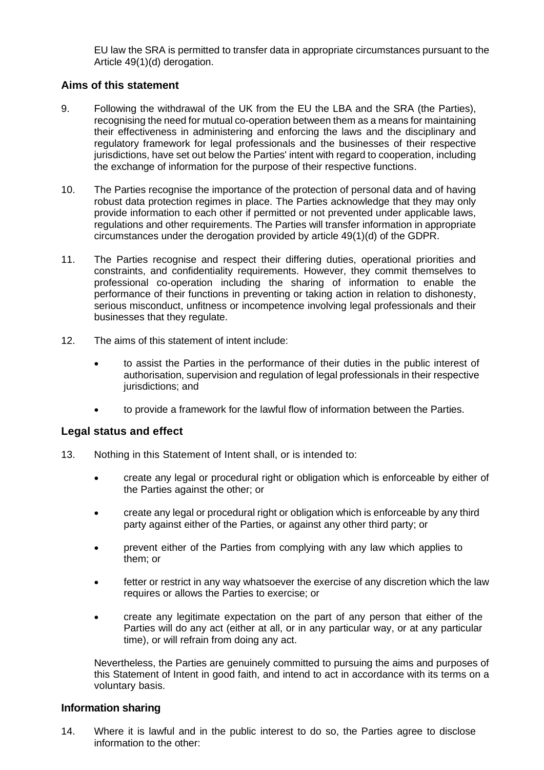EU law the SRA is permitted to transfer data in appropriate circumstances pursuant to the Article 49(1)(d) derogation.

## Aims of this statement

9. Following the withdrawal of the UK from the EU the LBA and the SRA (the Parties), recognising the need for mutual co-operation between them as a means for maintaining their effectiveness in administering and enforcing the laws and the disciplinary and regulatory framework for legal professionals and the businesses of their respective jurisdictions, have set out below the Parties' intent with regard to cooperation, including the exchange of information for the purpose of their respective functions.

10. The Parties recognise the importance of the protection of personal data and of having robust data protection regimes in place. The Parties acknowledge that they may only provide information to each other if permitted or not prevented under applicable laws, regulations and other requirements. The Parties will transfer information in appropriate circumstances under the derogation provided by article 49(1)(d) of the GDPR.

11. The Parties recognise and respect their differing duties, operational priorities and constraints, and confidentiality requirements. However, they commit themselves to professional co-operation including the sharing of information to enable the performance of their functions in preventing or taking action in relation to dishonesty, serious misconduct, unfitness or incompetence involving legal professionals and their businesses that they regulate.

12. The aims of this statement of intent include:

    - to assist the Parties in the performance of their duties in the public interest of authorisation, supervision and regulation of legal professionals in their respective jurisdictions; and
    - to provide a framework for the lawful flow of information between the Parties.

## Legal status and effect

13. Nothing in this Statement of Intent shall, or is intended to:

    - create any legal or procedural right or obligation which is enforceable by either of the Parties against the other; or
    - create any legal or procedural right or obligation which is enforceable by any third party against either of the Parties, or against any other third party; or
    - prevent either of the Parties from complying with any law which applies to them; or
    - fetter or restrict in any way whatsoever the exercise of any discretion which the law requires or allows the Parties to exercise; or
    - create any legitimate expectation on the part of any person that either of the Parties will do any act (either at all, or in any particular way, or at any particular time), or will refrain from doing any act.

    Nevertheless, the Parties are genuinely committed to pursuing the aims and purposes of this Statement of Intent in good faith, and intend to act in accordance with its terms on a voluntary basis.

## Information sharing

14. Where it is lawful and in the public interest to do so, the Parties agree to disclose information to the other: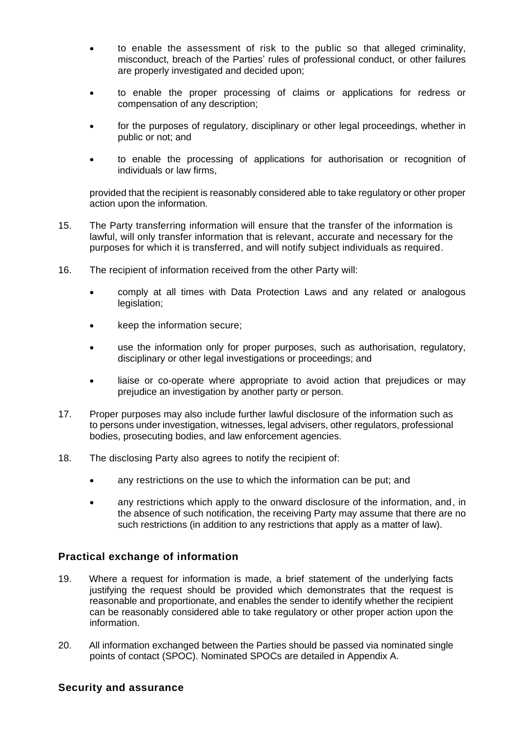- to enable the assessment of risk to the public so that alleged criminality, misconduct, breach of the Parties' rules of professional conduct, or other failures are properly investigated and decided upon;
- to enable the proper processing of claims or applications for redress or compensation of any description;
- for the purposes of regulatory, disciplinary or other legal proceedings, whether in public or not; and
- to enable the processing of applications for authorisation or recognition of individuals or law firms,

provided that the recipient is reasonably considered able to take regulatory or other proper action upon the information.

15. The Party transferring information will ensure that the transfer of the information is lawful, will only transfer information that is relevant, accurate and necessary for the purposes for which it is transferred, and will notify subject individuals as required.

16. The recipient of information received from the other Party will:

    - comply at all times with Data Protection Laws and any related or analogous legislation;
    - keep the information secure;
    - use the information only for proper purposes, such as authorisation, regulatory, disciplinary or other legal investigations or proceedings; and
    - liaise or co-operate where appropriate to avoid action that prejudices or may prejudice an investigation by another party or person.

17. Proper purposes may also include further lawful disclosure of the information such as to persons under investigation, witnesses, legal advisers, other regulators, professional bodies, prosecuting bodies, and law enforcement agencies.

18. The disclosing Party also agrees to notify the recipient of:

    - any restrictions on the use to which the information can be put; and
    - any restrictions which apply to the onward disclosure of the information, and, in the absence of such notification, the receiving Party may assume that there are no such restrictions (in addition to any restrictions that apply as a matter of law).

## Practical exchange of information

19. Where a request for information is made, a brief statement of the underlying facts justifying the request should be provided which demonstrates that the request is reasonable and proportionate, and enables the sender to identify whether the recipient can be reasonably considered able to take regulatory or other proper action upon the information.

20. All information exchanged between the Parties should be passed via nominated single points of contact (SPOC). Nominated SPOCs are detailed in Appendix A.

## Security and assurance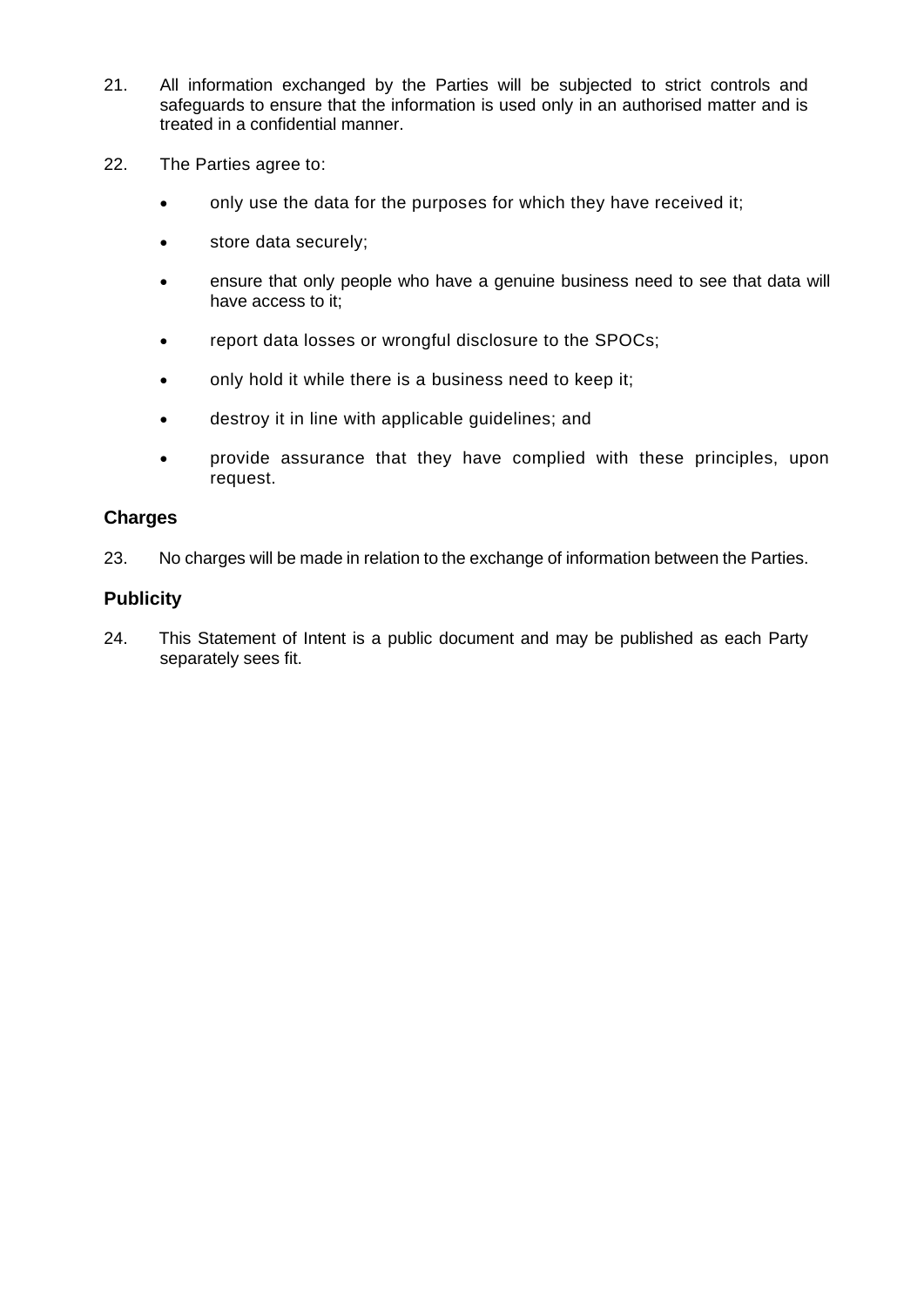21. All information exchanged by the Parties will be subjected to strict controls and safeguards to ensure that the information is used only in an authorised matter and is treated in a confidential manner.

22. The Parties agree to:

- only use the data for the purposes for which they have received it;
- store data securely;
- ensure that only people who have a genuine business need to see that data will have access to it;
- report data losses or wrongful disclosure to the SPOCs;
- only hold it while there is a business need to keep it;
- destroy it in line with applicable guidelines; and
- provide assurance that they have complied with these principles, upon request.

## Charges

23. No charges will be made in relation to the exchange of information between the Parties.

## Publicity

24. This Statement of Intent is a public document and may be published as each Party separately sees fit.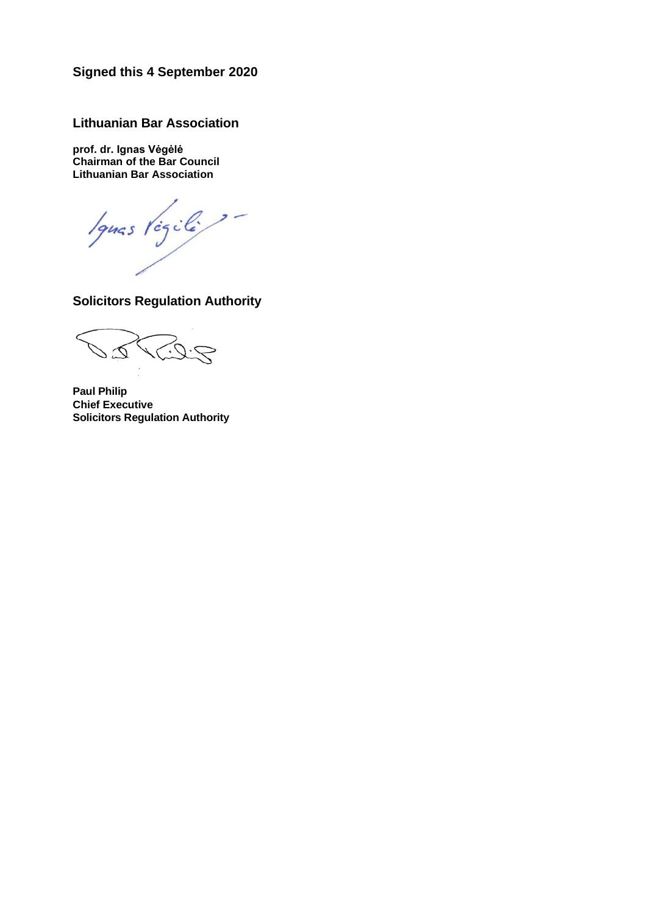**Signed this 4 September 2020**

**Lithuanian Bar Association**

**prof. dr. Ignas Vėgėlė**
**Chairman of the Bar Council**
**Lithuanian Bar Association**

**Solicitors Regulation Authority**

**Paul Philip**
**Chief Executive**
**Solicitors Regulation Authority**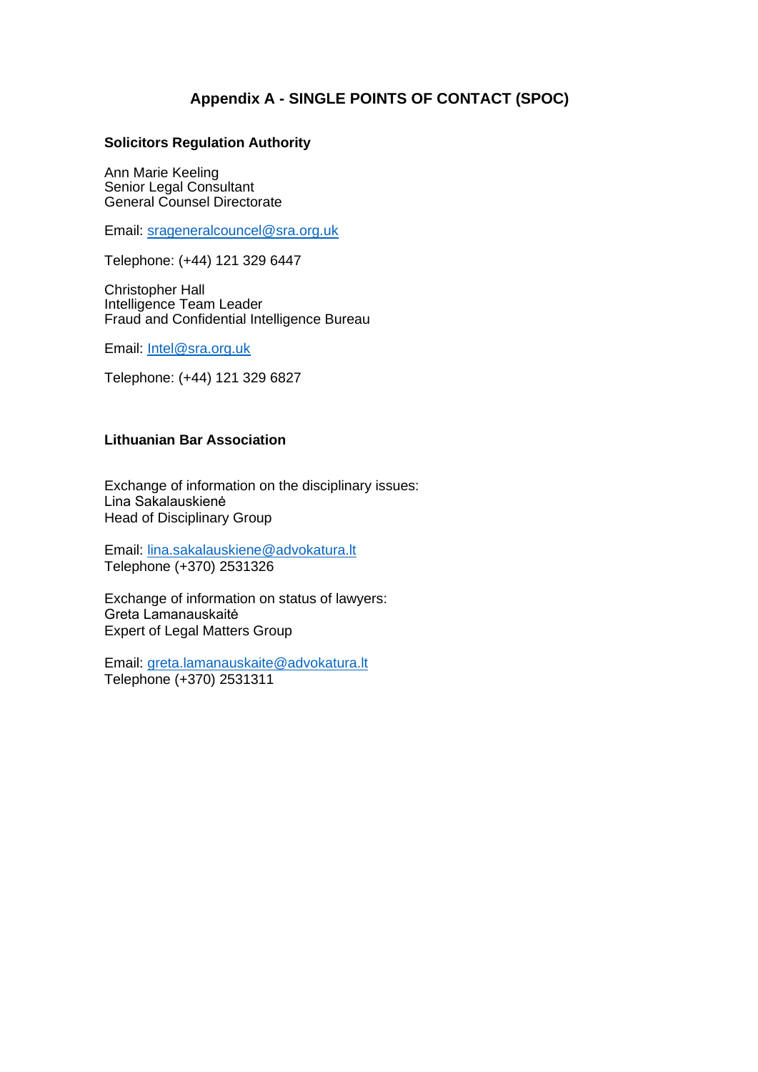# Appendix A - SINGLE POINTS OF CONTACT (SPOC)

**Solicitors Regulation Authority**

Ann Marie Keeling
Senior Legal Consultant
General Counsel Directorate

Email: sragenerаlcouncel@sra.org.uk

Telephone: (+44) 121 329 6447

Christopher Hall
Intelligence Team Leader
Fraud and Confidential Intelligence Bureau

Email: Intel@sra.org.uk

Telephone: (+44) 121 329 6827

**Lithuanian Bar Association**

Exchange of information on the disciplinary issues:
Lina Sakalauskienė
Head of Disciplinary Group

Email: lina.sakalauskiene@advokatura.lt
Telephone (+370) 2531326

Exchange of information on status of lawyers:
Greta Lamanauskaitė
Expert of Legal Matters Group

Email: greta.lamanauskaite@advokatura.lt
Telephone (+370) 2531311